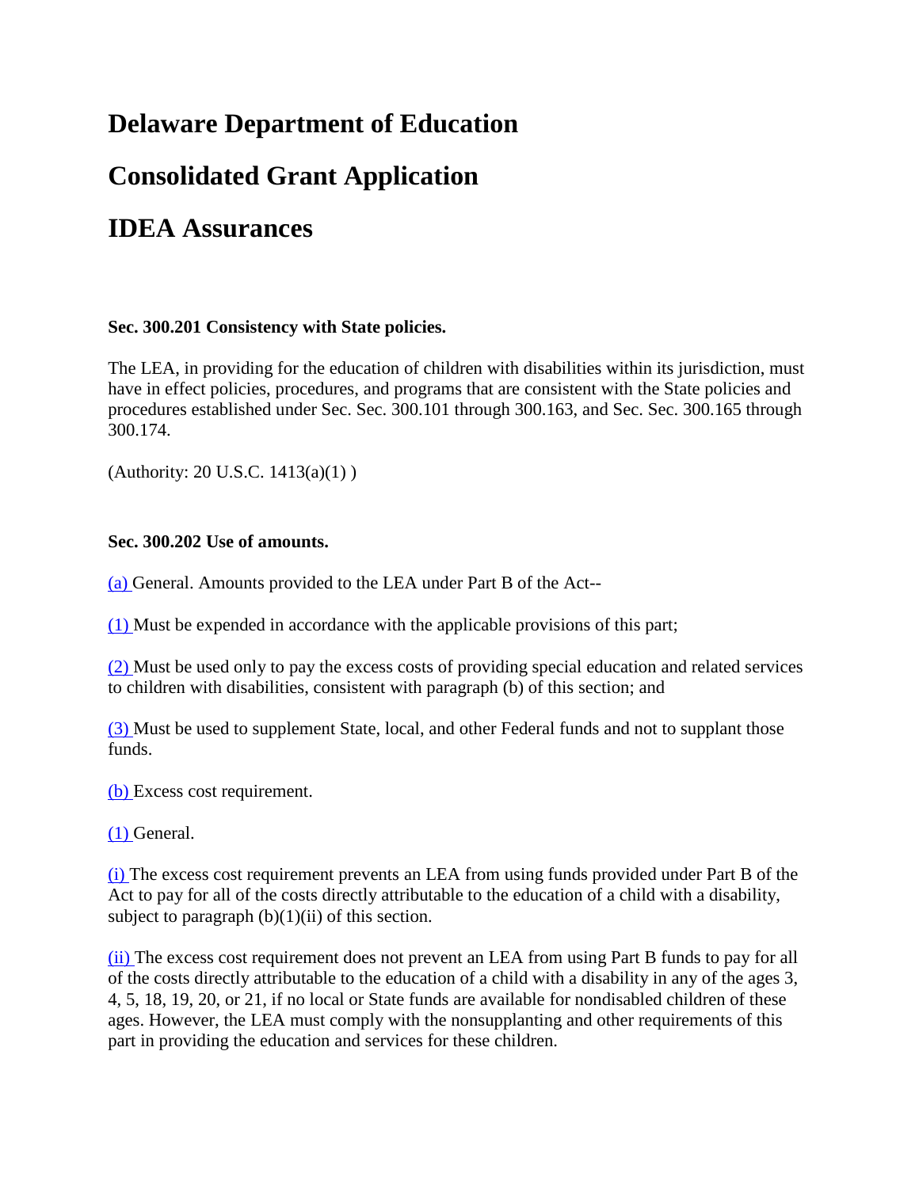# Delaware Department of Education

# Consolidated Grant Application

# IDEA Assurances

**Sec. 300.201 Consistency with State policies.**

The LEA, in providing for the education of children with disabilities within its jurisdiction, must have in effect policies, procedures, and programs that are consistent with the State policies and procedures established under Sec. Sec. 300.101 through 300.163, and Sec. Sec. 300.165 through 300.174.

(Authority: 20 U.S.C. 1413(a)(1) )

**Sec. 300.202 Use of amounts.**

(a) General. Amounts provided to the LEA under Part B of the Act--

(1) Must be expended in accordance with the applicable provisions of this part;

(2) Must be used only to pay the excess costs of providing special education and related services to children with disabilities, consistent with paragraph (b) of this section; and

(3) Must be used to supplement State, local, and other Federal funds and not to supplant those funds.

(b) Excess cost requirement.

(1) General.

(i) The excess cost requirement prevents an LEA from using funds provided under Part B of the Act to pay for all of the costs directly attributable to the education of a child with a disability, subject to paragraph (b)(1)(ii) of this section.

(ii) The excess cost requirement does not prevent an LEA from using Part B funds to pay for all of the costs directly attributable to the education of a child with a disability in any of the ages 3, 4, 5, 18, 19, 20, or 21, if no local or State funds are available for nondisabled children of these ages. However, the LEA must comply with the nonsupplanting and other requirements of this part in providing the education and services for these children.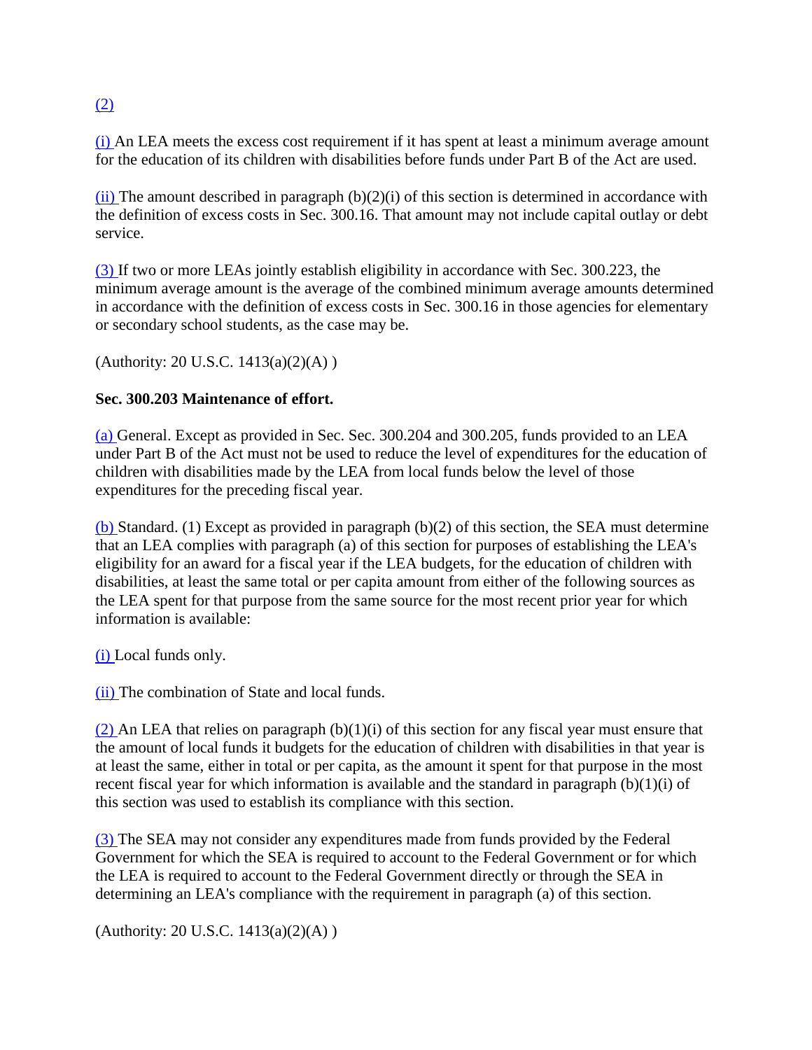(2)

(i) An LEA meets the excess cost requirement if it has spent at least a minimum average amount for the education of its children with disabilities before funds under Part B of the Act are used.

(ii) The amount described in paragraph (b)(2)(i) of this section is determined in accordance with the definition of excess costs in Sec. 300.16. That amount may not include capital outlay or debt service.

(3) If two or more LEAs jointly establish eligibility in accordance with Sec. 300.223, the minimum average amount is the average of the combined minimum average amounts determined in accordance with the definition of excess costs in Sec. 300.16 in those agencies for elementary or secondary school students, as the case may be.

(Authority: 20 U.S.C. 1413(a)(2)(A) )

**Sec. 300.203 Maintenance of effort.**

(a) General. Except as provided in Sec. Sec. 300.204 and 300.205, funds provided to an LEA under Part B of the Act must not be used to reduce the level of expenditures for the education of children with disabilities made by the LEA from local funds below the level of those expenditures for the preceding fiscal year.

(b) Standard. (1) Except as provided in paragraph (b)(2) of this section, the SEA must determine that an LEA complies with paragraph (a) of this section for purposes of establishing the LEA's eligibility for an award for a fiscal year if the LEA budgets, for the education of children with disabilities, at least the same total or per capita amount from either of the following sources as the LEA spent for that purpose from the same source for the most recent prior year for which information is available:

(i) Local funds only.

(ii) The combination of State and local funds.

(2) An LEA that relies on paragraph (b)(1)(i) of this section for any fiscal year must ensure that the amount of local funds it budgets for the education of children with disabilities in that year is at least the same, either in total or per capita, as the amount it spent for that purpose in the most recent fiscal year for which information is available and the standard in paragraph (b)(1)(i) of this section was used to establish its compliance with this section.

(3) The SEA may not consider any expenditures made from funds provided by the Federal Government for which the SEA is required to account to the Federal Government or for which the LEA is required to account to the Federal Government directly or through the SEA in determining an LEA's compliance with the requirement in paragraph (a) of this section.

(Authority: 20 U.S.C. 1413(a)(2)(A) )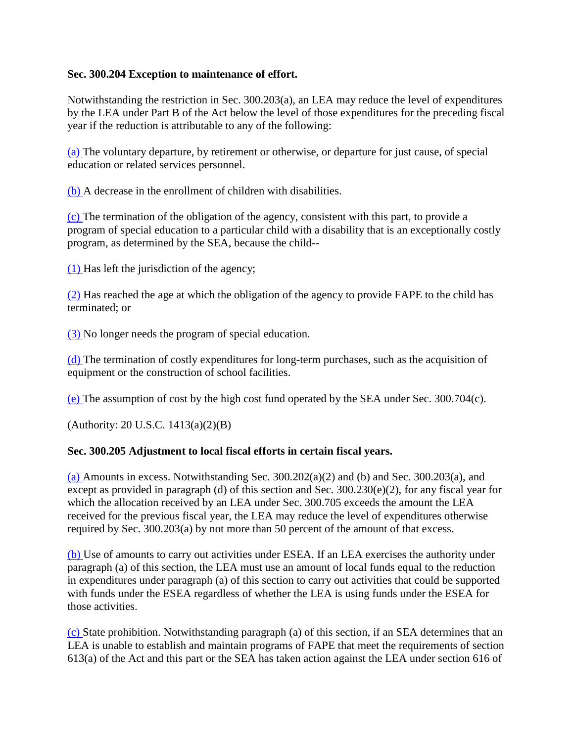**Sec. 300.204 Exception to maintenance of effort.**

Notwithstanding the restriction in Sec. 300.203(a), an LEA may reduce the level of expenditures by the LEA under Part B of the Act below the level of those expenditures for the preceding fiscal year if the reduction is attributable to any of the following:

(a) The voluntary departure, by retirement or otherwise, or departure for just cause, of special education or related services personnel.

(b) A decrease in the enrollment of children with disabilities.

(c) The termination of the obligation of the agency, consistent with this part, to provide a program of special education to a particular child with a disability that is an exceptionally costly program, as determined by the SEA, because the child--

(1) Has left the jurisdiction of the agency;

(2) Has reached the age at which the obligation of the agency to provide FAPE to the child has terminated; or

(3) No longer needs the program of special education.

(d) The termination of costly expenditures for long-term purchases, such as the acquisition of equipment or the construction of school facilities.

(e) The assumption of cost by the high cost fund operated by the SEA under Sec. 300.704(c).

(Authority: 20 U.S.C. 1413(a)(2)(B)

**Sec. 300.205 Adjustment to local fiscal efforts in certain fiscal years.**

(a) Amounts in excess. Notwithstanding Sec. 300.202(a)(2) and (b) and Sec. 300.203(a), and except as provided in paragraph (d) of this section and Sec. 300.230(e)(2), for any fiscal year for which the allocation received by an LEA under Sec. 300.705 exceeds the amount the LEA received for the previous fiscal year, the LEA may reduce the level of expenditures otherwise required by Sec. 300.203(a) by not more than 50 percent of the amount of that excess.

(b) Use of amounts to carry out activities under ESEA. If an LEA exercises the authority under paragraph (a) of this section, the LEA must use an amount of local funds equal to the reduction in expenditures under paragraph (a) of this section to carry out activities that could be supported with funds under the ESEA regardless of whether the LEA is using funds under the ESEA for those activities.

(c) State prohibition. Notwithstanding paragraph (a) of this section, if an SEA determines that an LEA is unable to establish and maintain programs of FAPE that meet the requirements of section 613(a) of the Act and this part or the SEA has taken action against the LEA under section 616 of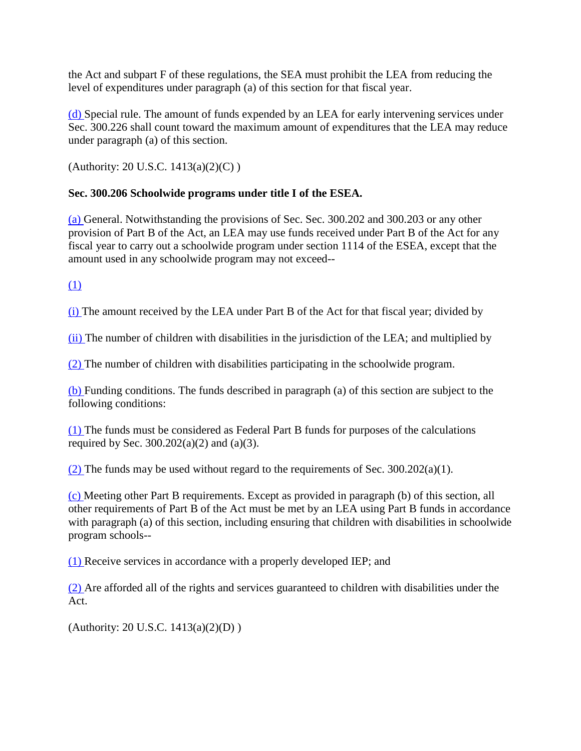the Act and subpart F of these regulations, the SEA must prohibit the LEA from reducing the level of expenditures under paragraph (a) of this section for that fiscal year.

(d) Special rule. The amount of funds expended by an LEA for early intervening services under Sec. 300.226 shall count toward the maximum amount of expenditures that the LEA may reduce under paragraph (a) of this section.

(Authority: 20 U.S.C. 1413(a)(2)(C) )

**Sec. 300.206 Schoolwide programs under title I of the ESEA.**

(a) General. Notwithstanding the provisions of Sec. Sec. 300.202 and 300.203 or any other provision of Part B of the Act, an LEA may use funds received under Part B of the Act for any fiscal year to carry out a schoolwide program under section 1114 of the ESEA, except that the amount used in any schoolwide program may not exceed--

(1)

(i) The amount received by the LEA under Part B of the Act for that fiscal year; divided by

(ii) The number of children with disabilities in the jurisdiction of the LEA; and multiplied by

(2) The number of children with disabilities participating in the schoolwide program.

(b) Funding conditions. The funds described in paragraph (a) of this section are subject to the following conditions:

(1) The funds must be considered as Federal Part B funds for purposes of the calculations required by Sec. 300.202(a)(2) and (a)(3).

(2) The funds may be used without regard to the requirements of Sec. 300.202(a)(1).

(c) Meeting other Part B requirements. Except as provided in paragraph (b) of this section, all other requirements of Part B of the Act must be met by an LEA using Part B funds in accordance with paragraph (a) of this section, including ensuring that children with disabilities in schoolwide program schools--

(1) Receive services in accordance with a properly developed IEP; and

(2) Are afforded all of the rights and services guaranteed to children with disabilities under the Act.

(Authority: 20 U.S.C. 1413(a)(2)(D) )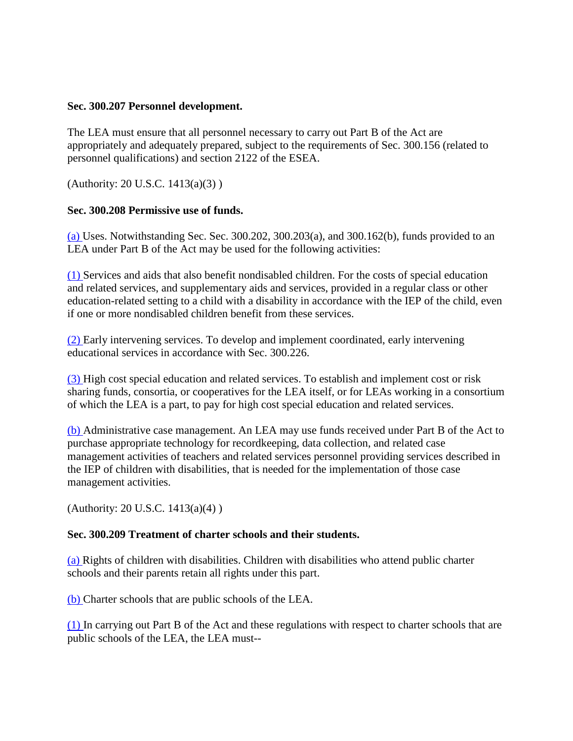**Sec. 300.207 Personnel development.**

The LEA must ensure that all personnel necessary to carry out Part B of the Act are appropriately and adequately prepared, subject to the requirements of Sec. 300.156 (related to personnel qualifications) and section 2122 of the ESEA.

(Authority: 20 U.S.C. 1413(a)(3) )

**Sec. 300.208 Permissive use of funds.**

(a) Uses. Notwithstanding Sec. Sec. 300.202, 300.203(a), and 300.162(b), funds provided to an LEA under Part B of the Act may be used for the following activities:

(1) Services and aids that also benefit nondisabled children. For the costs of special education and related services, and supplementary aids and services, provided in a regular class or other education-related setting to a child with a disability in accordance with the IEP of the child, even if one or more nondisabled children benefit from these services.

(2) Early intervening services. To develop and implement coordinated, early intervening educational services in accordance with Sec. 300.226.

(3) High cost special education and related services. To establish and implement cost or risk sharing funds, consortia, or cooperatives for the LEA itself, or for LEAs working in a consortium of which the LEA is a part, to pay for high cost special education and related services.

(b) Administrative case management. An LEA may use funds received under Part B of the Act to purchase appropriate technology for recordkeeping, data collection, and related case management activities of teachers and related services personnel providing services described in the IEP of children with disabilities, that is needed for the implementation of those case management activities.

(Authority: 20 U.S.C. 1413(a)(4) )

**Sec. 300.209 Treatment of charter schools and their students.**

(a) Rights of children with disabilities. Children with disabilities who attend public charter schools and their parents retain all rights under this part.

(b) Charter schools that are public schools of the LEA.

(1) In carrying out Part B of the Act and these regulations with respect to charter schools that are public schools of the LEA, the LEA must--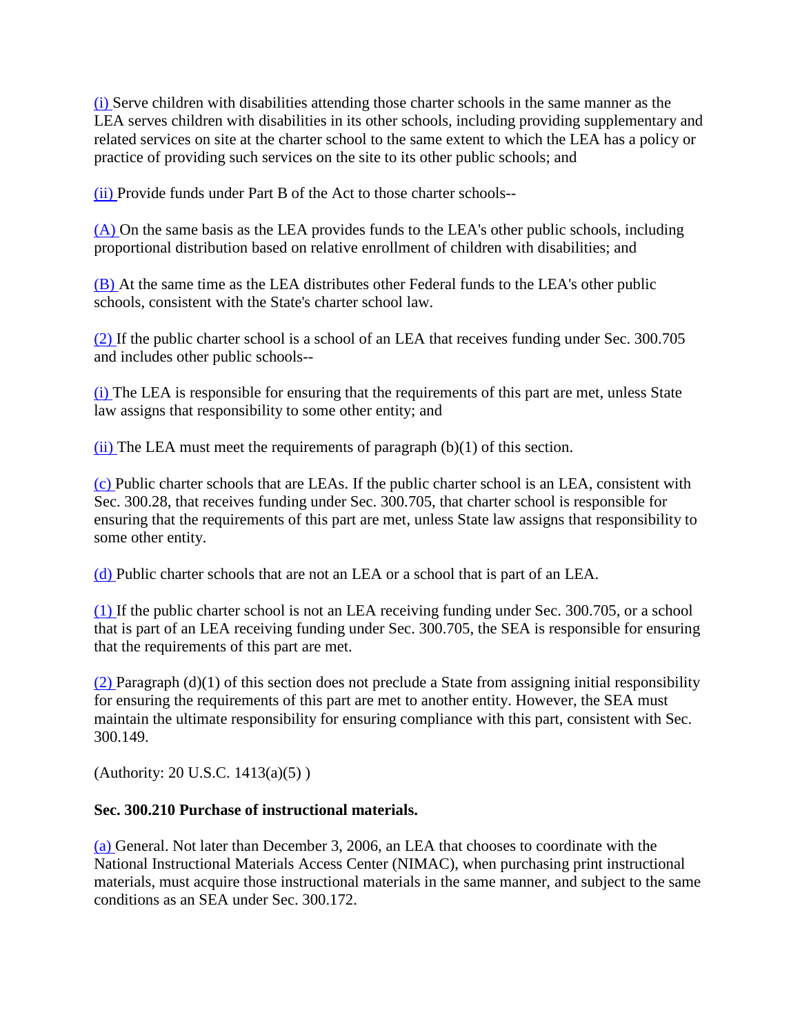(i) Serve children with disabilities attending those charter schools in the same manner as the LEA serves children with disabilities in its other schools, including providing supplementary and related services on site at the charter school to the same extent to which the LEA has a policy or practice of providing such services on the site to its other public schools; and

(ii) Provide funds under Part B of the Act to those charter schools--

(A) On the same basis as the LEA provides funds to the LEA's other public schools, including proportional distribution based on relative enrollment of children with disabilities; and

(B) At the same time as the LEA distributes other Federal funds to the LEA's other public schools, consistent with the State's charter school law.

(2) If the public charter school is a school of an LEA that receives funding under Sec. 300.705 and includes other public schools--

(i) The LEA is responsible for ensuring that the requirements of this part are met, unless State law assigns that responsibility to some other entity; and

(ii) The LEA must meet the requirements of paragraph (b)(1) of this section.

(c) Public charter schools that are LEAs. If the public charter school is an LEA, consistent with Sec. 300.28, that receives funding under Sec. 300.705, that charter school is responsible for ensuring that the requirements of this part are met, unless State law assigns that responsibility to some other entity.

(d) Public charter schools that are not an LEA or a school that is part of an LEA.

(1) If the public charter school is not an LEA receiving funding under Sec. 300.705, or a school that is part of an LEA receiving funding under Sec. 300.705, the SEA is responsible for ensuring that the requirements of this part are met.

(2) Paragraph (d)(1) of this section does not preclude a State from assigning initial responsibility for ensuring the requirements of this part are met to another entity. However, the SEA must maintain the ultimate responsibility for ensuring compliance with this part, consistent with Sec. 300.149.

(Authority: 20 U.S.C. 1413(a)(5) )

**Sec. 300.210 Purchase of instructional materials.**

(a) General. Not later than December 3, 2006, an LEA that chooses to coordinate with the National Instructional Materials Access Center (NIMAC), when purchasing print instructional materials, must acquire those instructional materials in the same manner, and subject to the same conditions as an SEA under Sec. 300.172.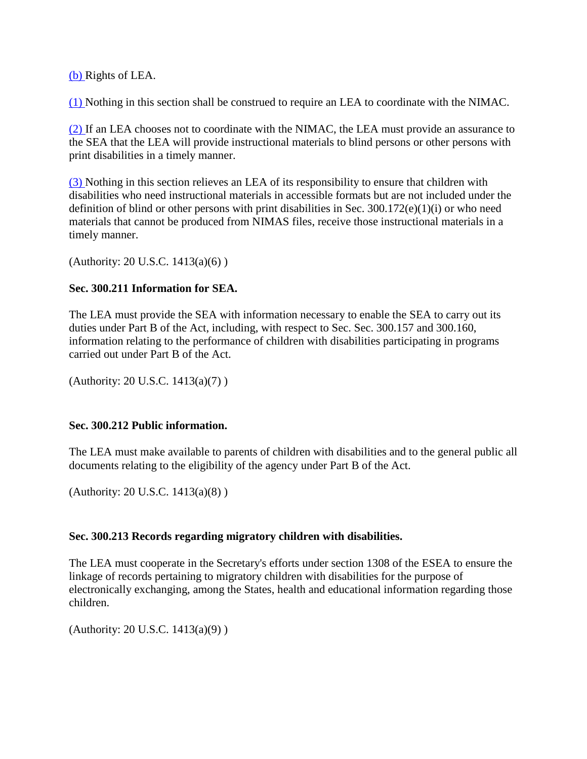(b) Rights of LEA.

(1) Nothing in this section shall be construed to require an LEA to coordinate with the NIMAC.

(2) If an LEA chooses not to coordinate with the NIMAC, the LEA must provide an assurance to the SEA that the LEA will provide instructional materials to blind persons or other persons with print disabilities in a timely manner.

(3) Nothing in this section relieves an LEA of its responsibility to ensure that children with disabilities who need instructional materials in accessible formats but are not included under the definition of blind or other persons with print disabilities in Sec. 300.172(e)(1)(i) or who need materials that cannot be produced from NIMAS files, receive those instructional materials in a timely manner.

(Authority: 20 U.S.C. 1413(a)(6) )

**Sec. 300.211 Information for SEA.**

The LEA must provide the SEA with information necessary to enable the SEA to carry out its duties under Part B of the Act, including, with respect to Sec. Sec. 300.157 and 300.160, information relating to the performance of children with disabilities participating in programs carried out under Part B of the Act.

(Authority: 20 U.S.C. 1413(a)(7) )

**Sec. 300.212 Public information.**

The LEA must make available to parents of children with disabilities and to the general public all documents relating to the eligibility of the agency under Part B of the Act.

(Authority: 20 U.S.C. 1413(a)(8) )

**Sec. 300.213 Records regarding migratory children with disabilities.**

The LEA must cooperate in the Secretary's efforts under section 1308 of the ESEA to ensure the linkage of records pertaining to migratory children with disabilities for the purpose of electronically exchanging, among the States, health and educational information regarding those children.

(Authority: 20 U.S.C. 1413(a)(9) )